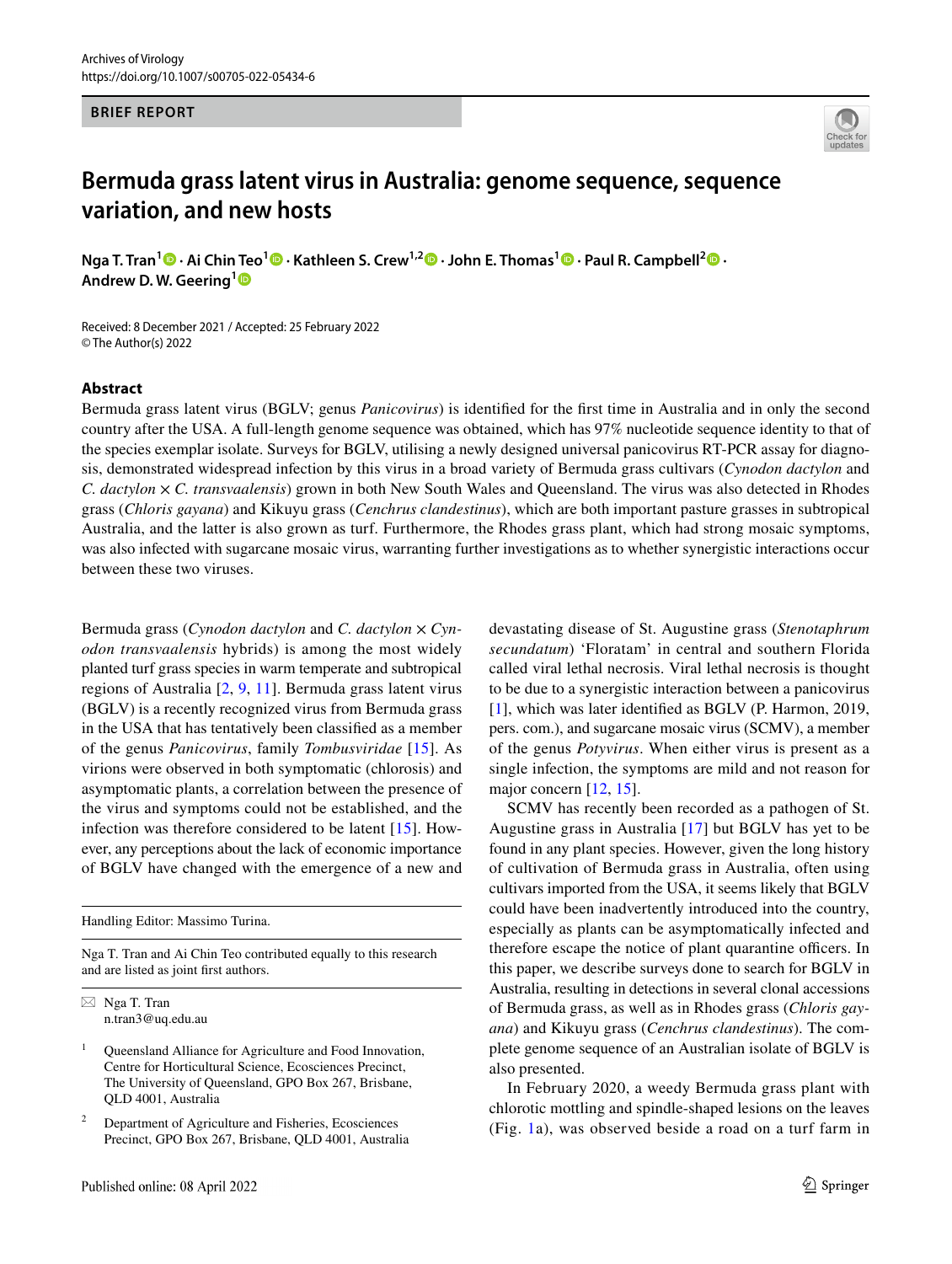Archives of Virology
https://doi.org/10.1007/s00705-022-05434-6

**BRIEF REPORT**

# Bermuda grass latent virus in Australia: genome sequence, sequence variation, and new hosts

**Nga T. Tran[1] · Ai Chin Teo[1] · Kathleen S. Crew[1,2] · John E. Thomas[1] · Paul R. Campbell[2] · Andrew D. W. Geering[1]**

Received: 8 December 2021 / Accepted: 25 February 2022
© The Author(s) 2022

## Abstract

Bermuda grass latent virus (BGLV; genus *Panicovirus*) is identified for the first time in Australia and in only the second country after the USA. A full-length genome sequence was obtained, which has 97% nucleotide sequence identity to that of the species exemplar isolate. Surveys for BGLV, utilising a newly designed universal panicovirus RT-PCR assay for diagnosis, demonstrated widespread infection by this virus in a broad variety of Bermuda grass cultivars (*Cynodon dactylon* and *C. dactylon* × *C. transvaalensis*) grown in both New South Wales and Queensland. The virus was also detected in Rhodes grass (*Chloris gayana*) and Kikuyu grass (*Cenchrus clandestinus*), which are both important pasture grasses in subtropical Australia, and the latter is also grown as turf. Furthermore, the Rhodes grass plant, which had strong mosaic symptoms, was also infected with sugarcane mosaic virus, warranting further investigations as to whether synergistic interactions occur between these two viruses.

Bermuda grass (*Cynodon dactylon* and *C. dactylon* × *Cynodon transvaalensis* hybrids) is among the most widely planted turf grass species in warm temperate and subtropical regions of Australia [2, 9, 11]. Bermuda grass latent virus (BGLV) is a recently recognized virus from Bermuda grass in the USA that has tentatively been classified as a member of the genus *Panicovirus*, family *Tombusviridae* [15]. As virions were observed in both symptomatic (chlorosis) and asymptomatic plants, a correlation between the presence of the virus and symptoms could not be established, and the infection was therefore considered to be latent [15]. However, any perceptions about the lack of economic importance of BGLV have changed with the emergence of a new and devastating disease of St. Augustine grass (*Stenotaphrum secundatum*) 'Floratam' in central and southern Florida called viral lethal necrosis. Viral lethal necrosis is thought to be due to a synergistic interaction between a panicovirus [1], which was later identified as BGLV (P. Harmon, 2019, pers. com.), and sugarcane mosaic virus (SCMV), a member of the genus *Potyvirus*. When either virus is present as a single infection, the symptoms are mild and not reason for major concern [12, 15].

SCMV has recently been recorded as a pathogen of St. Augustine grass in Australia [17] but BGLV has yet to be found in any plant species. However, given the long history of cultivation of Bermuda grass in Australia, often using cultivars imported from the USA, it seems likely that BGLV could have been inadvertently introduced into the country, especially as plants can be asymptomatically infected and therefore escape the notice of plant quarantine officers. In this paper, we describe surveys done to search for BGLV in Australia, resulting in detections in several clonal accessions of Bermuda grass, as well as in Rhodes grass (*Chloris gayana*) and Kikuyu grass (*Cenchrus clandestinus*). The complete genome sequence of an Australian isolate of BGLV is also presented.

In February 2020, a weedy Bermuda grass plant with chlorotic mottling and spindle-shaped lesions on the leaves (Fig. 1a), was observed beside a road on a turf farm in

---

Handling Editor: Massimo Turina.

Nga T. Tran and Ai Chin Teo contributed equally to this research and are listed as joint first authors.

✉ Nga T. Tran
n.tran3@uq.edu.au

[1] Queensland Alliance for Agriculture and Food Innovation, Centre for Horticultural Science, Ecosciences Precinct, The University of Queensland, GPO Box 267, Brisbane, QLD 4001, Australia

[2] Department of Agriculture and Fisheries, Ecosciences Precinct, GPO Box 267, Brisbane, QLD 4001, Australia

Published online: 08 April 2022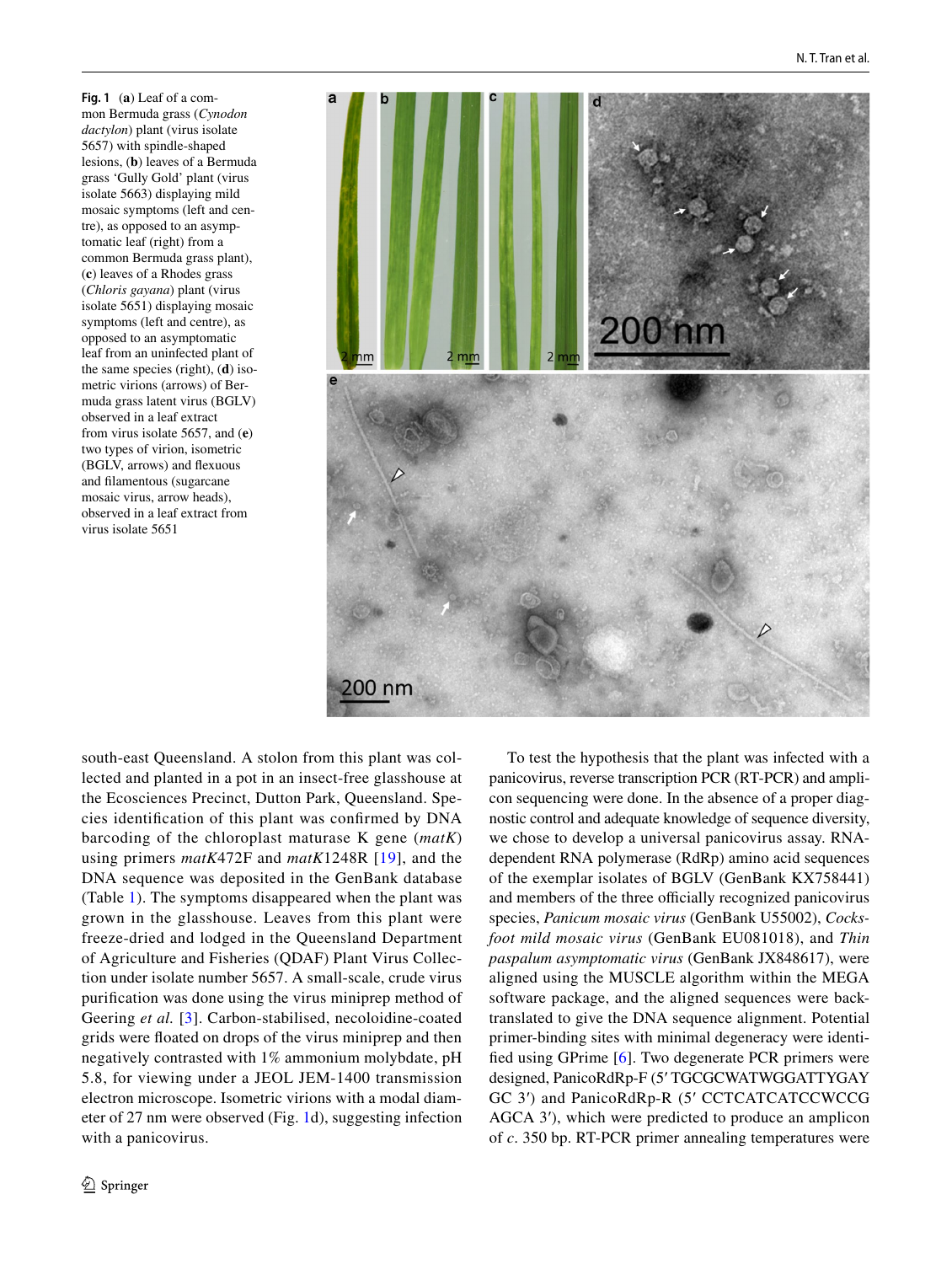**Fig. 1** (**a**) Leaf of a common Bermuda grass (*Cynodon dactylon*) plant (virus isolate 5657) with spindle-shaped lesions, (**b**) leaves of a Bermuda grass 'Gully Gold' plant (virus isolate 5663) displaying mild mosaic symptoms (left and centre), as opposed to an asymptomatic leaf (right) from a common Bermuda grass plant), (**c**) leaves of a Rhodes grass (*Chloris gayana*) plant (virus isolate 5651) displaying mosaic symptoms (left and centre), as opposed to an asymptomatic leaf from an uninfected plant of the same species (right), (**d**) isometric virions (arrows) of Bermuda grass latent virus (BGLV) observed in a leaf extract from virus isolate 5657, and (**e**) two types of virion, isometric (BGLV, arrows) and flexuous and filamentous (sugarcane mosaic virus, arrow heads), observed in a leaf extract from virus isolate 5651

south-east Queensland. A stolon from this plant was collected and planted in a pot in an insect-free glasshouse at the Ecosciences Precinct, Dutton Park, Queensland. Species identification of this plant was confirmed by DNA barcoding of the chloroplast maturase K gene (*matK*) using primers *matK*472F and *matK*1248R [19], and the DNA sequence was deposited in the GenBank database (Table 1). The symptoms disappeared when the plant was grown in the glasshouse. Leaves from this plant were freeze-dried and lodged in the Queensland Department of Agriculture and Fisheries (QDAF) Plant Virus Collection under isolate number 5657. A small-scale, crude virus purification was done using the virus miniprep method of Geering *et al.* [3]. Carbon-stabilised, necoloidine-coated grids were floated on drops of the virus miniprep and then negatively contrasted with 1% ammonium molybdate, pH 5.8, for viewing under a JEOL JEM-1400 transmission electron microscope. Isometric virions with a modal diameter of 27 nm were observed (Fig. 1d), suggesting infection with a panicovirus.

To test the hypothesis that the plant was infected with a panicovirus, reverse transcription PCR (RT-PCR) and amplicon sequencing were done. In the absence of a proper diagnostic control and adequate knowledge of sequence diversity, we chose to develop a universal panicovirus assay. RNA-dependent RNA polymerase (RdRp) amino acid sequences of the exemplar isolates of BGLV (GenBank KX758441) and members of the three officially recognized panicovirus species, *Panicum mosaic virus* (GenBank U55002), *Cocksfoot mild mosaic virus* (GenBank EU081018), and *Thin paspalum asymptomatic virus* (GenBank JX848617), were aligned using the MUSCLE algorithm within the MEGA software package, and the aligned sequences were back-translated to give the DNA sequence alignment. Potential primer-binding sites with minimal degeneracy were identified using GPrime [6]. Two degenerate PCR primers were designed, PanicoRdRp-F (5′ TGCGCWATWGGATTYGAYGC 3′) and PanicoRdRp-R (5′ CCTCATCATCCWCCGAGCA 3′), which were predicted to produce an amplicon of *c*. 350 bp. RT-PCR primer annealing temperatures were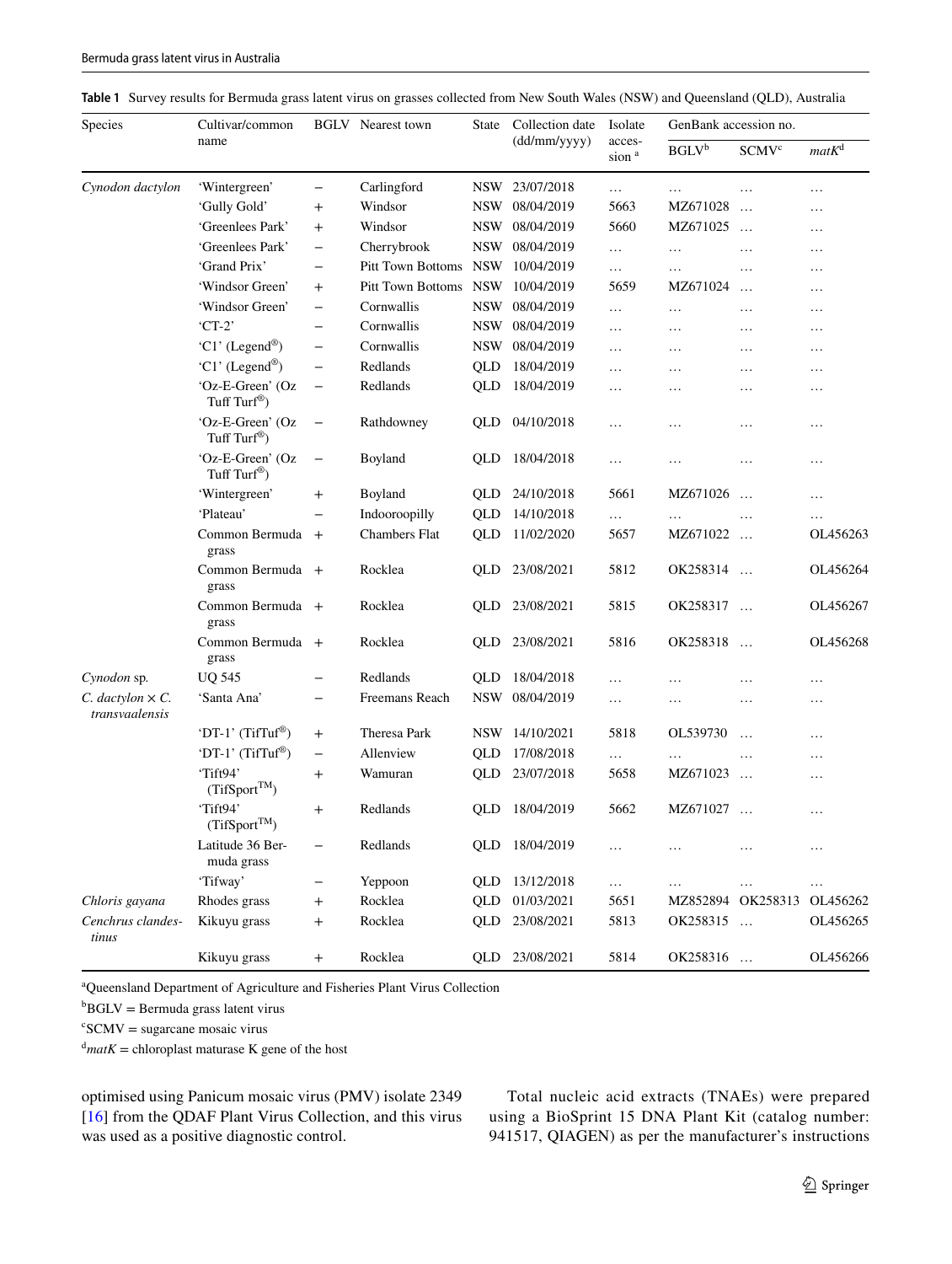**Table 1** Survey results for Bermuda grass latent virus on grasses collected from New South Wales (NSW) and Queensland (QLD), Australia

| Species | Cultivar/common name | BGLV | Nearest town | State | Collection date (dd/mm/yyyy) | Isolate accession [a] | GenBank accession no. | | |
|---|---|---|---|---|---|---|---|---|---|
| | | | | | | | BGLV[b] | SCMV[c] | *matK*[d] |
| *Cynodon dactylon* | 'Wintergreen' | – | Carlingford | NSW | 23/07/2018 | … | … | … | … |
| | 'Gully Gold' | + | Windsor | NSW | 08/04/2019 | 5663 | MZ671028 | … | … |
| | 'Greenlees Park' | + | Windsor | NSW | 08/04/2019 | 5660 | MZ671025 | … | … |
| | 'Greenlees Park' | – | Cherrybrook | NSW | 08/04/2019 | … | … | … | … |
| | 'Grand Prix' | – | Pitt Town Bottoms | NSW | 10/04/2019 | … | … | … | … |
| | 'Windsor Green' | + | Pitt Town Bottoms | NSW | 10/04/2019 | 5659 | MZ671024 | … | … |
| | 'Windsor Green' | – | Cornwallis | NSW | 08/04/2019 | … | … | … | … |
| | 'CT-2' | – | Cornwallis | NSW | 08/04/2019 | … | … | … | … |
| | 'C1' (Legend®) | – | Cornwallis | NSW | 08/04/2019 | … | … | … | … |
| | 'C1' (Legend®) | – | Redlands | QLD | 18/04/2019 | … | … | … | … |
| | 'Oz-E-Green' (Oz Tuff Turf®) | – | Redlands | QLD | 18/04/2019 | … | … | … | … |
| | 'Oz-E-Green' (Oz Tuff Turf®) | – | Rathdowney | QLD | 04/10/2018 | … | … | … | … |
| | 'Oz-E-Green' (Oz Tuff Turf®) | – | Boyland | QLD | 18/04/2018 | … | … | … | … |
| | 'Wintergreen' | + | Boyland | QLD | 24/10/2018 | 5661 | MZ671026 | … | … |
| | 'Plateau' | – | Indooroopilly | QLD | 14/10/2018 | … | … | … | … |
| | Common Bermuda grass | + | Chambers Flat | QLD | 11/02/2020 | 5657 | MZ671022 | … | OL456263 |
| | Common Bermuda grass | + | Rocklea | QLD | 23/08/2021 | 5812 | OK258314 | … | OL456264 |
| | Common Bermuda grass | + | Rocklea | QLD | 23/08/2021 | 5815 | OK258317 | … | OL456267 |
| | Common Bermuda grass | + | Rocklea | QLD | 23/08/2021 | 5816 | OK258318 | … | OL456268 |
| *Cynodon* sp. | UQ 545 | – | Redlands | QLD | 18/04/2018 | … | … | … | … |
| *C. dactylon* × *C. transvaalensis* | 'Santa Ana' | – | Freemans Reach | NSW | 08/04/2019 | … | … | … | … |
| | 'DT-1' (TifTuf®) | + | Theresa Park | NSW | 14/10/2021 | 5818 | OL539730 | … | … |
| | 'DT-1' (TifTuf®) | – | Allenview | QLD | 17/08/2018 | … | … | … | … |
| | 'Tift94' (TifSport™) | + | Wamuran | QLD | 23/07/2018 | 5658 | MZ671023 | … | … |
| | 'Tift94' (TifSport™) | + | Redlands | QLD | 18/04/2019 | 5662 | MZ671027 | … | … |
| | Latitude 36 Bermuda grass | – | Redlands | QLD | 18/04/2019 | … | … | … | … |
| | 'Tifway' | – | Yeppoon | QLD | 13/12/2018 | … | … | … | … |
| *Chloris gayana* | Rhodes grass | + | Rocklea | QLD | 01/03/2021 | 5651 | MZ852894 | OK258313 | OL456262 |
| *Cenchrus clandestinus* | Kikuyu grass | + | Rocklea | QLD | 23/08/2021 | 5813 | OK258315 | … | OL456265 |
| | Kikuyu grass | + | Rocklea | QLD | 23/08/2021 | 5814 | OK258316 | … | OL456266 |

[a]Queensland Department of Agriculture and Fisheries Plant Virus Collection

[b]BGLV = Bermuda grass latent virus

[c]SCMV = sugarcane mosaic virus

[d]*matK* = chloroplast maturase K gene of the host

optimised using Panicum mosaic virus (PMV) isolate 2349 [16] from the QDAF Plant Virus Collection, and this virus was used as a positive diagnostic control.

Total nucleic acid extracts (TNAEs) were prepared using a BioSprint 15 DNA Plant Kit (catalog number: 941517, QIAGEN) as per the manufacturer's instructions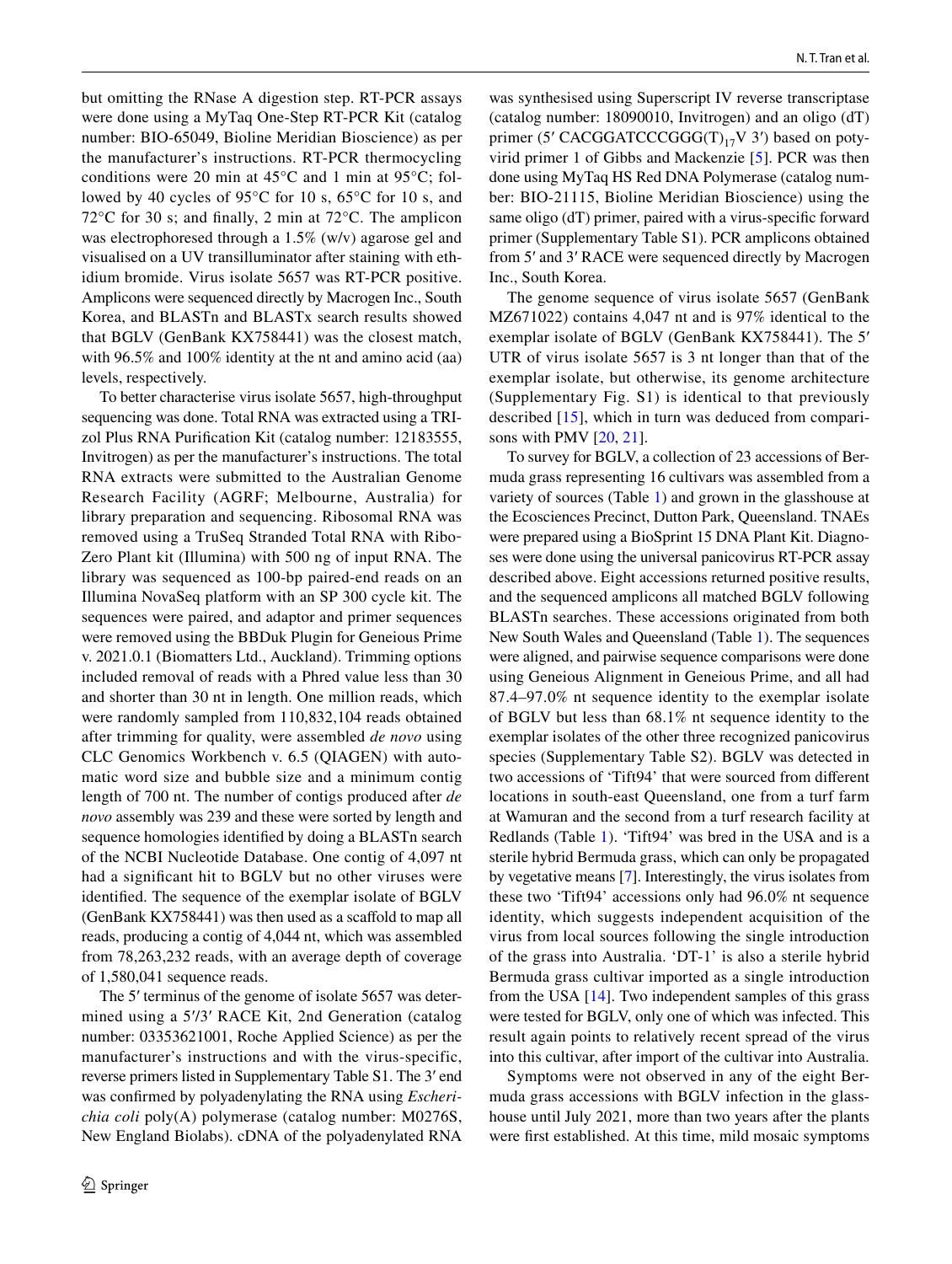but omitting the RNase A digestion step. RT-PCR assays were done using a MyTaq One-Step RT-PCR Kit (catalog number: BIO-65049, Bioline Meridian Bioscience) as per the manufacturer's instructions. RT-PCR thermocycling conditions were 20 min at 45°C and 1 min at 95°C; followed by 40 cycles of 95°C for 10 s, 65°C for 10 s, and 72°C for 30 s; and finally, 2 min at 72°C. The amplicon was electrophoresed through a 1.5% (w/v) agarose gel and visualised on a UV transilluminator after staining with ethidium bromide. Virus isolate 5657 was RT-PCR positive. Amplicons were sequenced directly by Macrogen Inc., South Korea, and BLASTn and BLASTx search results showed that BGLV (GenBank KX758441) was the closest match, with 96.5% and 100% identity at the nt and amino acid (aa) levels, respectively.

To better characterise virus isolate 5657, high-throughput sequencing was done. Total RNA was extracted using a TRIzol Plus RNA Purification Kit (catalog number: 12183555, Invitrogen) as per the manufacturer's instructions. The total RNA extracts were submitted to the Australian Genome Research Facility (AGRF; Melbourne, Australia) for library preparation and sequencing. Ribosomal RNA was removed using a TruSeq Stranded Total RNA with Ribo-Zero Plant kit (Illumina) with 500 ng of input RNA. The library was sequenced as 100-bp paired-end reads on an Illumina NovaSeq platform with an SP 300 cycle kit. The sequences were paired, and adaptor and primer sequences were removed using the BBDuk Plugin for Geneious Prime v. 2021.0.1 (Biomatters Ltd., Auckland). Trimming options included removal of reads with a Phred value less than 30 and shorter than 30 nt in length. One million reads, which were randomly sampled from 110,832,104 reads obtained after trimming for quality, were assembled *de novo* using CLC Genomics Workbench v. 6.5 (QIAGEN) with automatic word size and bubble size and a minimum contig length of 700 nt. The number of contigs produced after *de novo* assembly was 239 and these were sorted by length and sequence homologies identified by doing a BLASTn search of the NCBI Nucleotide Database. One contig of 4,097 nt had a significant hit to BGLV but no other viruses were identified. The sequence of the exemplar isolate of BGLV (GenBank KX758441) was then used as a scaffold to map all reads, producing a contig of 4,044 nt, which was assembled from 78,263,232 reads, with an average depth of coverage of 1,580,041 sequence reads.

The 5′ terminus of the genome of isolate 5657 was determined using a 5′/3′ RACE Kit, 2nd Generation (catalog number: 03353621001, Roche Applied Science) as per the manufacturer's instructions and with the virus-specific, reverse primers listed in Supplementary Table S1. The 3′ end was confirmed by polyadenylating the RNA using *Escherichia coli* poly(A) polymerase (catalog number: M0276S, New England Biolabs). cDNA of the polyadenylated RNA was synthesised using Superscript IV reverse transcriptase (catalog number: 18090010, Invitrogen) and an oligo (dT) primer (5′ CACGGATCCCGGG$(T)_{17}$V 3′) based on potyvirid primer 1 of Gibbs and Mackenzie [5]. PCR was then done using MyTaq HS Red DNA Polymerase (catalog number: BIO-21115, Bioline Meridian Bioscience) using the same oligo (dT) primer, paired with a virus-specific forward primer (Supplementary Table S1). PCR amplicons obtained from 5′ and 3′ RACE were sequenced directly by Macrogen Inc., South Korea.

The genome sequence of virus isolate 5657 (GenBank MZ671022) contains 4,047 nt and is 97% identical to the exemplar isolate of BGLV (GenBank KX758441). The 5′ UTR of virus isolate 5657 is 3 nt longer than that of the exemplar isolate, but otherwise, its genome architecture (Supplementary Fig. S1) is identical to that previously described [15], which in turn was deduced from comparisons with PMV [20, 21].

To survey for BGLV, a collection of 23 accessions of Bermuda grass representing 16 cultivars was assembled from a variety of sources (Table 1) and grown in the glasshouse at the Ecosciences Precinct, Dutton Park, Queensland. TNAEs were prepared using a BioSprint 15 DNA Plant Kit. Diagnoses were done using the universal panicovirus RT-PCR assay described above. Eight accessions returned positive results, and the sequenced amplicons all matched BGLV following BLASTn searches. These accessions originated from both New South Wales and Queensland (Table 1). The sequences were aligned, and pairwise sequence comparisons were done using Geneious Alignment in Geneious Prime, and all had 87.4–97.0% nt sequence identity to the exemplar isolate of BGLV but less than 68.1% nt sequence identity to the exemplar isolates of the other three recognized panicovirus species (Supplementary Table S2). BGLV was detected in two accessions of 'Tift94' that were sourced from different locations in south-east Queensland, one from a turf farm at Wamuran and the second from a turf research facility at Redlands (Table 1). 'Tift94' was bred in the USA and is a sterile hybrid Bermuda grass, which can only be propagated by vegetative means [7]. Interestingly, the virus isolates from these two 'Tift94' accessions only had 96.0% nt sequence identity, which suggests independent acquisition of the virus from local sources following the single introduction of the grass into Australia. 'DT-1' is also a sterile hybrid Bermuda grass cultivar imported as a single introduction from the USA [14]. Two independent samples of this grass were tested for BGLV, only one of which was infected. This result again points to relatively recent spread of the virus into this cultivar, after import of the cultivar into Australia.

Symptoms were not observed in any of the eight Bermuda grass accessions with BGLV infection in the glasshouse until July 2021, more than two years after the plants were first established. At this time, mild mosaic symptoms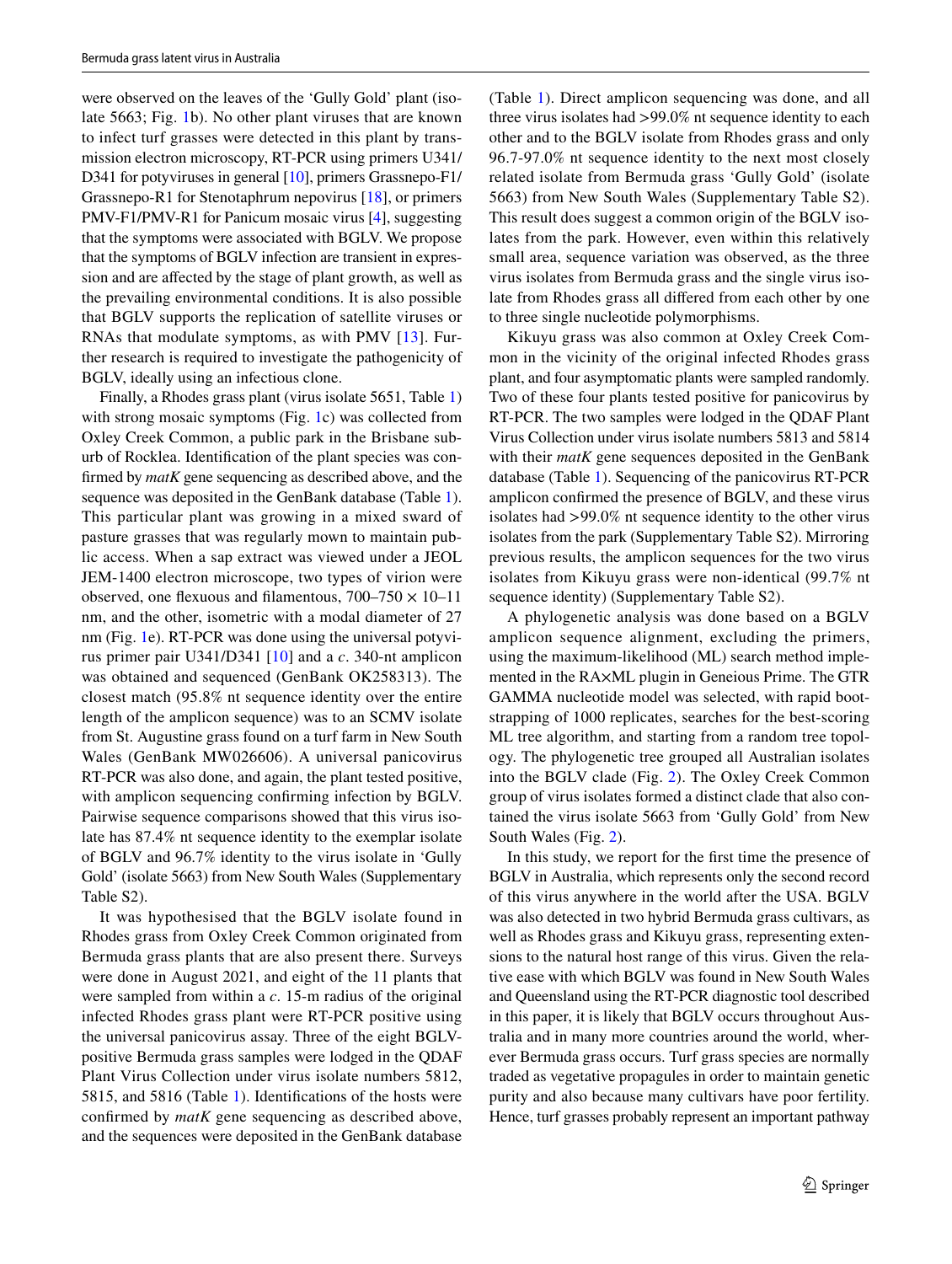were observed on the leaves of the 'Gully Gold' plant (isolate 5663; Fig. 1b). No other plant viruses that are known to infect turf grasses were detected in this plant by transmission electron microscopy, RT-PCR using primers U341/D341 for potyviruses in general [10], primers Grassnepo-F1/Grassnepo-R1 for Stenotaphrum nepovirus [18], or primers PMV-F1/PMV-R1 for Panicum mosaic virus [4], suggesting that the symptoms were associated with BGLV. We propose that the symptoms of BGLV infection are transient in expression and are affected by the stage of plant growth, as well as the prevailing environmental conditions. It is also possible that BGLV supports the replication of satellite viruses or RNAs that modulate symptoms, as with PMV [13]. Further research is required to investigate the pathogenicity of BGLV, ideally using an infectious clone.

Finally, a Rhodes grass plant (virus isolate 5651, Table 1) with strong mosaic symptoms (Fig. 1c) was collected from Oxley Creek Common, a public park in the Brisbane suburb of Rocklea. Identification of the plant species was confirmed by *matK* gene sequencing as described above, and the sequence was deposited in the GenBank database (Table 1). This particular plant was growing in a mixed sward of pasture grasses that was regularly mown to maintain public access. When a sap extract was viewed under a JEOL JEM-1400 electron microscope, two types of virion were observed, one flexuous and filamentous, 700–750 × 10–11 nm, and the other, isometric with a modal diameter of 27 nm (Fig. 1e). RT-PCR was done using the universal potyvirus primer pair U341/D341 [10] and a *c*. 340-nt amplicon was obtained and sequenced (GenBank OK258313). The closest match (95.8% nt sequence identity over the entire length of the amplicon sequence) was to an SCMV isolate from St. Augustine grass found on a turf farm in New South Wales (GenBank MW026606). A universal panicovirus RT-PCR was also done, and again, the plant tested positive, with amplicon sequencing confirming infection by BGLV. Pairwise sequence comparisons showed that this virus isolate has 87.4% nt sequence identity to the exemplar isolate of BGLV and 96.7% identity to the virus isolate in 'Gully Gold' (isolate 5663) from New South Wales (Supplementary Table S2).

It was hypothesised that the BGLV isolate found in Rhodes grass from Oxley Creek Common originated from Bermuda grass plants that are also present there. Surveys were done in August 2021, and eight of the 11 plants that were sampled from within a *c*. 15-m radius of the original infected Rhodes grass plant were RT-PCR positive using the universal panicovirus assay. Three of the eight BGLV-positive Bermuda grass samples were lodged in the QDAF Plant Virus Collection under virus isolate numbers 5812, 5815, and 5816 (Table 1). Identifications of the hosts were confirmed by *matK* gene sequencing as described above, and the sequences were deposited in the GenBank database (Table 1). Direct amplicon sequencing was done, and all three virus isolates had >99.0% nt sequence identity to each other and to the BGLV isolate from Rhodes grass and only 96.7-97.0% nt sequence identity to the next most closely related isolate from Bermuda grass 'Gully Gold' (isolate 5663) from New South Wales (Supplementary Table S2). This result does suggest a common origin of the BGLV isolates from the park. However, even within this relatively small area, sequence variation was observed, as the three virus isolates from Bermuda grass and the single virus isolate from Rhodes grass all differed from each other by one to three single nucleotide polymorphisms.

Kikuyu grass was also common at Oxley Creek Common in the vicinity of the original infected Rhodes grass plant, and four asymptomatic plants were sampled randomly. Two of these four plants tested positive for panicovirus by RT-PCR. The two samples were lodged in the QDAF Plant Virus Collection under virus isolate numbers 5813 and 5814 with their *matK* gene sequences deposited in the GenBank database (Table 1). Sequencing of the panicovirus RT-PCR amplicon confirmed the presence of BGLV, and these virus isolates had >99.0% nt sequence identity to the other virus isolates from the park (Supplementary Table S2). Mirroring previous results, the amplicon sequences for the two virus isolates from Kikuyu grass were non-identical (99.7% nt sequence identity) (Supplementary Table S2).

A phylogenetic analysis was done based on a BGLV amplicon sequence alignment, excluding the primers, using the maximum-likelihood (ML) search method implemented in the RA×ML plugin in Geneious Prime. The GTR GAMMA nucleotide model was selected, with rapid bootstrapping of 1000 replicates, searches for the best-scoring ML tree algorithm, and starting from a random tree topology. The phylogenetic tree grouped all Australian isolates into the BGLV clade (Fig. 2). The Oxley Creek Common group of virus isolates formed a distinct clade that also contained the virus isolate 5663 from 'Gully Gold' from New South Wales (Fig. 2).

In this study, we report for the first time the presence of BGLV in Australia, which represents only the second record of this virus anywhere in the world after the USA. BGLV was also detected in two hybrid Bermuda grass cultivars, as well as Rhodes grass and Kikuyu grass, representing extensions to the natural host range of this virus. Given the relative ease with which BGLV was found in New South Wales and Queensland using the RT-PCR diagnostic tool described in this paper, it is likely that BGLV occurs throughout Australia and in many more countries around the world, wherever Bermuda grass occurs. Turf grass species are normally traded as vegetative propagules in order to maintain genetic purity and also because many cultivars have poor fertility. Hence, turf grasses probably represent an important pathway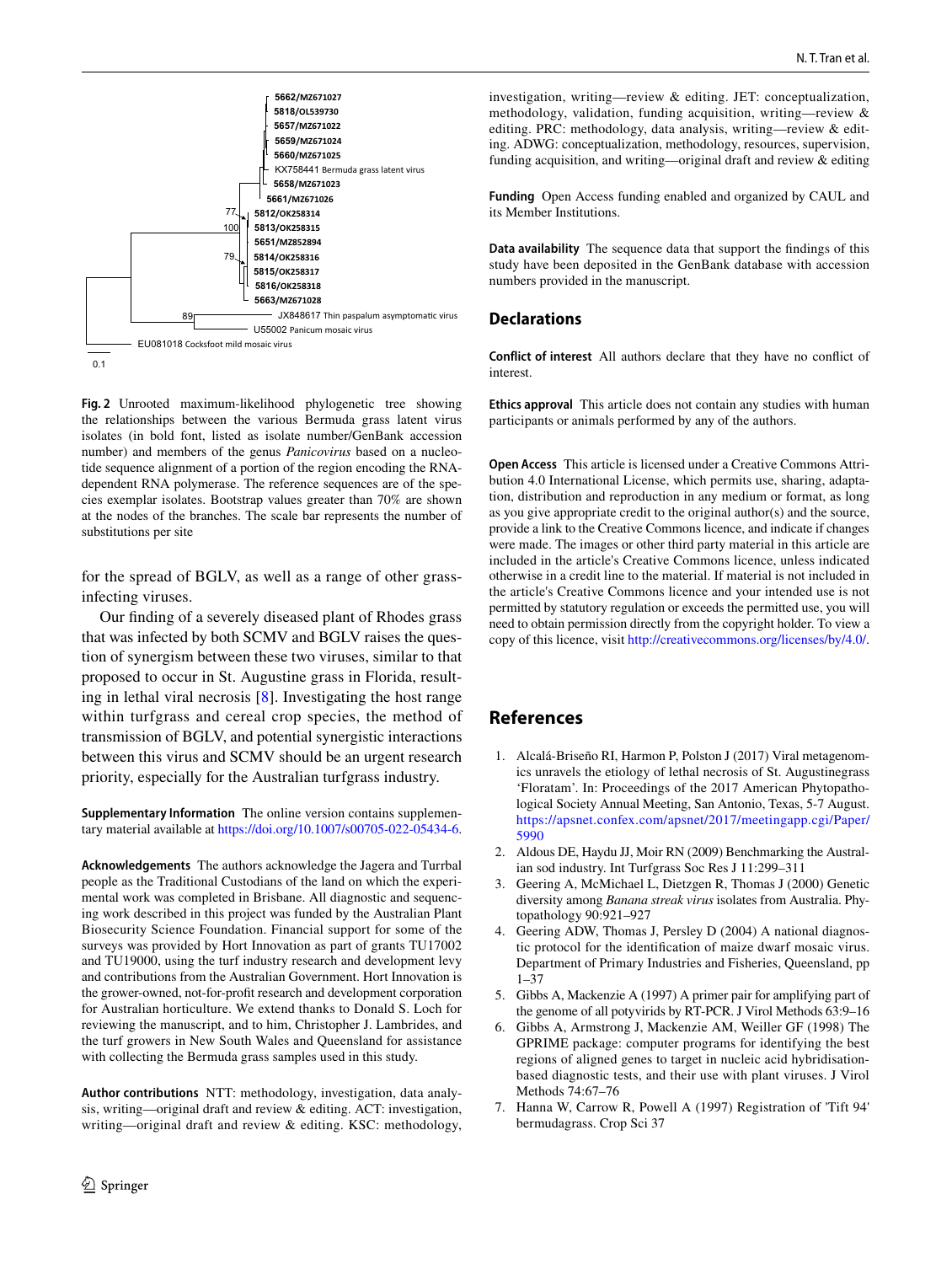Fig. 2 Unrooted maximum-likelihood phylogenetic tree showing the relationships between the various Bermuda grass latent virus isolates (in bold font, listed as isolate number/GenBank accession number) and members of the genus *Panicovirus* based on a nucleotide sequence alignment of a portion of the region encoding the RNA-dependent RNA polymerase. The reference sequences are of the species exemplar isolates. Bootstrap values greater than 70% are shown at the nodes of the branches. The scale bar represents the number of substitutions per site

for the spread of BGLV, as well as a range of other grass-infecting viruses.

Our finding of a severely diseased plant of Rhodes grass that was infected by both SCMV and BGLV raises the question of synergism between these two viruses, similar to that proposed to occur in St. Augustine grass in Florida, resulting in lethal viral necrosis [8]. Investigating the host range within turfgrass and cereal crop species, the method of transmission of BGLV, and potential synergistic interactions between this virus and SCMV should be an urgent research priority, especially for the Australian turfgrass industry.

**Supplementary Information** The online version contains supplementary material available at https://doi.org/10.1007/s00705-022-05434-6.

**Acknowledgements** The authors acknowledge the Jagera and Turrbal people as the Traditional Custodians of the land on which the experimental work was completed in Brisbane. All diagnostic and sequencing work described in this project was funded by the Australian Plant Biosecurity Science Foundation. Financial support for some of the surveys was provided by Hort Innovation as part of grants TU17002 and TU19000, using the turf industry research and development levy and contributions from the Australian Government. Hort Innovation is the grower-owned, not-for-profit research and development corporation for Australian horticulture. We extend thanks to Donald S. Loch for reviewing the manuscript, and to him, Christopher J. Lambrides, and the turf growers in New South Wales and Queensland for assistance with collecting the Bermuda grass samples used in this study.

**Author contributions** NTT: methodology, investigation, data analysis, writing—original draft and review & editing. ACT: investigation, writing—original draft and review & editing. KSC: methodology, investigation, writing—review & editing. JET: conceptualization, methodology, validation, funding acquisition, writing—review & editing. PRC: methodology, data analysis, writing—review & editing. ADWG: conceptualization, methodology, resources, supervision, funding acquisition, and writing—original draft and review & editing

**Funding** Open Access funding enabled and organized by CAUL and its Member Institutions.

**Data availability** The sequence data that support the findings of this study have been deposited in the GenBank database with accession numbers provided in the manuscript.

## Declarations

**Conflict of interest** All authors declare that they have no conflict of interest.

**Ethics approval** This article does not contain any studies with human participants or animals performed by any of the authors.

**Open Access** This article is licensed under a Creative Commons Attribution 4.0 International License, which permits use, sharing, adaptation, distribution and reproduction in any medium or format, as long as you give appropriate credit to the original author(s) and the source, provide a link to the Creative Commons licence, and indicate if changes were made. The images or other third party material in this article are included in the article's Creative Commons licence, unless indicated otherwise in a credit line to the material. If material is not included in the article's Creative Commons licence and your intended use is not permitted by statutory regulation or exceeds the permitted use, you will need to obtain permission directly from the copyright holder. To view a copy of this licence, visit http://creativecommons.org/licenses/by/4.0/.

## References

1. Alcalá-Briseño RI, Harmon P, Polston J (2017) Viral metagenomics unravels the etiology of lethal necrosis of St. Augustinegrass 'Floratam'. In: Proceedings of the 2017 American Phytopathological Society Annual Meeting, San Antonio, Texas, 5-7 August. https://apsnet.confex.com/apsnet/2017/meetingapp.cgi/Paper/5990
2. Aldous DE, Haydu JJ, Moir RN (2009) Benchmarking the Australian sod industry. Int Turfgrass Soc Res J 11:299–311
3. Geering A, McMichael L, Dietzgen R, Thomas J (2000) Genetic diversity among *Banana streak virus* isolates from Australia. Phytopathology 90:921–927
4. Geering ADW, Thomas J, Persley D (2004) A national diagnostic protocol for the identification of maize dwarf mosaic virus. Department of Primary Industries and Fisheries, Queensland, pp 1–37
5. Gibbs A, Mackenzie A (1997) A primer pair for amplifying part of the genome of all potyvirids by RT-PCR. J Virol Methods 63:9–16
6. Gibbs A, Armstrong J, Mackenzie AM, Weiller GF (1998) The GPRIME package: computer programs for identifying the best regions of aligned genes to target in nucleic acid hybridisation-based diagnostic tests, and their use with plant viruses. J Virol Methods 74:67–76
7. Hanna W, Carrow R, Powell A (1997) Registration of 'Tift 94' bermudagrass. Crop Sci 37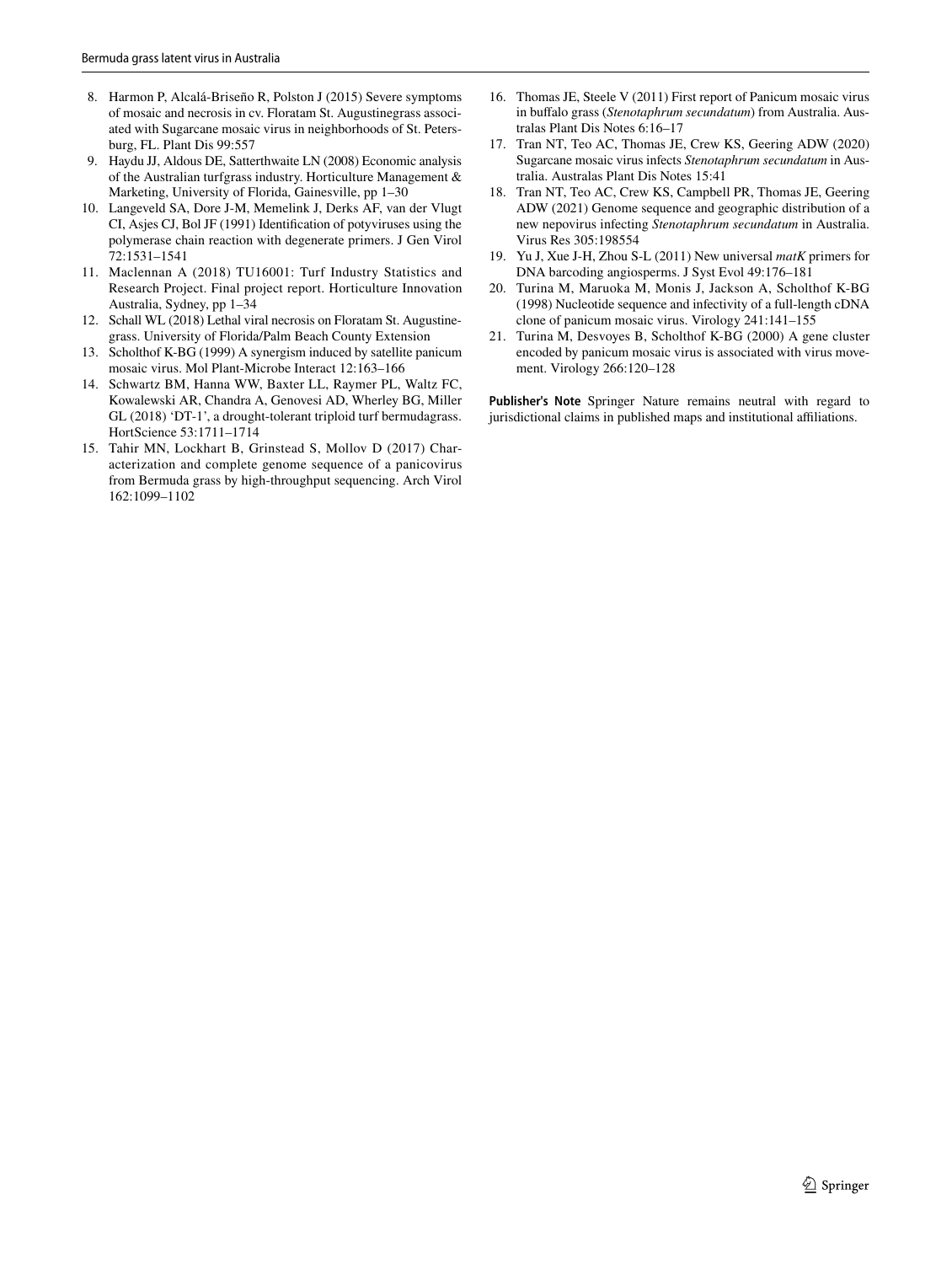8. Harmon P, Alcalá-Briseño R, Polston J (2015) Severe symptoms of mosaic and necrosis in cv. Floratam St. Augustinegrass associated with Sugarcane mosaic virus in neighborhoods of St. Petersburg, FL. Plant Dis 99:557
9. Haydu JJ, Aldous DE, Satterthwaite LN (2008) Economic analysis of the Australian turfgrass industry. Horticulture Management & Marketing, University of Florida, Gainesville, pp 1–30
10. Langeveld SA, Dore J-M, Memelink J, Derks AF, van der Vlugt CI, Asjes CJ, Bol JF (1991) Identification of potyviruses using the polymerase chain reaction with degenerate primers. J Gen Virol 72:1531–1541
11. Maclennan A (2018) TU16001: Turf Industry Statistics and Research Project. Final project report. Horticulture Innovation Australia, Sydney, pp 1–34
12. Schall WL (2018) Lethal viral necrosis on Floratam St. Augustinegrass. University of Florida/Palm Beach County Extension
13. Scholthof K-BG (1999) A synergism induced by satellite panicum mosaic virus. Mol Plant-Microbe Interact 12:163–166
14. Schwartz BM, Hanna WW, Baxter LL, Raymer PL, Waltz FC, Kowalewski AR, Chandra A, Genovesi AD, Wherley BG, Miller GL (2018) 'DT-1', a drought-tolerant triploid turf bermudagrass. HortScience 53:1711–1714
15. Tahir MN, Lockhart B, Grinstead S, Mollov D (2017) Characterization and complete genome sequence of a panicovirus from Bermuda grass by high-throughput sequencing. Arch Virol 162:1099–1102
16. Thomas JE, Steele V (2011) First report of Panicum mosaic virus in buffalo grass (*Stenotaphrum secundatum*) from Australia. Australas Plant Dis Notes 6:16–17
17. Tran NT, Teo AC, Thomas JE, Crew KS, Geering ADW (2020) Sugarcane mosaic virus infects *Stenotaphrum secundatum* in Australia. Australas Plant Dis Notes 15:41
18. Tran NT, Teo AC, Crew KS, Campbell PR, Thomas JE, Geering ADW (2021) Genome sequence and geographic distribution of a new nepovirus infecting *Stenotaphrum secundatum* in Australia. Virus Res 305:198554
19. Yu J, Xue J-H, Zhou S-L (2011) New universal *matK* primers for DNA barcoding angiosperms. J Syst Evol 49:176–181
20. Turina M, Maruoka M, Monis J, Jackson A, Scholthof K-BG (1998) Nucleotide sequence and infectivity of a full-length cDNA clone of panicum mosaic virus. Virology 241:141–155
21. Turina M, Desvoyes B, Scholthof K-BG (2000) A gene cluster encoded by panicum mosaic virus is associated with virus movement. Virology 266:120–128

**Publisher's Note** Springer Nature remains neutral with regard to jurisdictional claims in published maps and institutional affiliations.